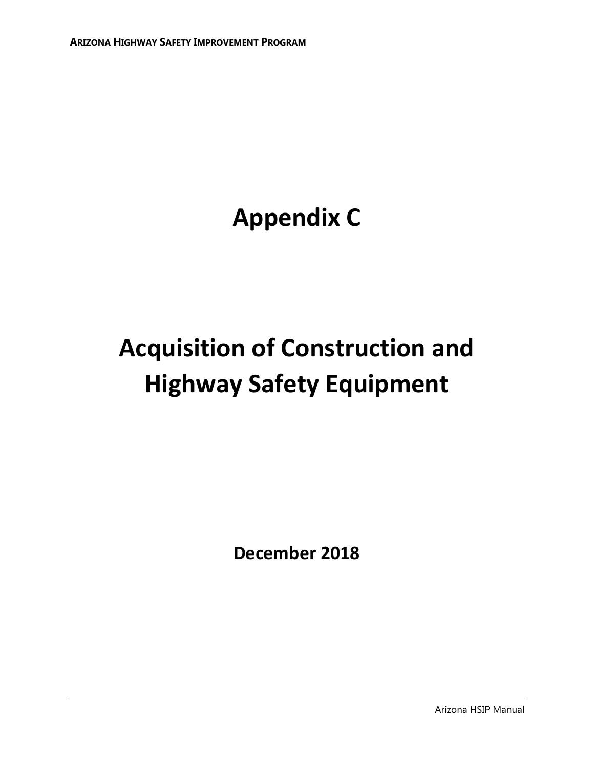# Appendix C

# Acquisition of Construction and Highway Safety Equipment

**December 2018**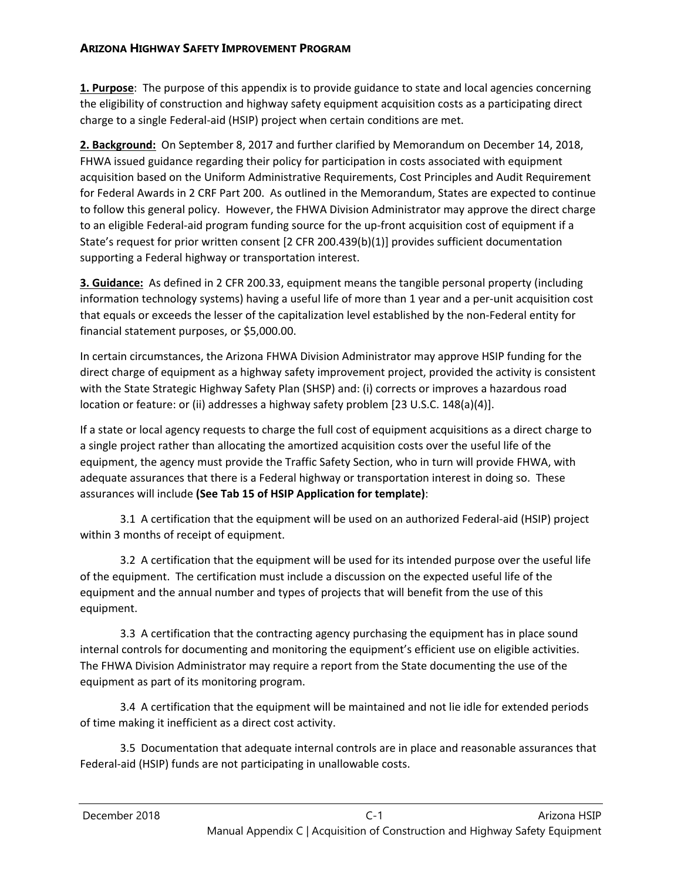**1. Purpose**: The purpose of this appendix is to provide guidance to state and local agencies concerning the eligibility of construction and highway safety equipment acquisition costs as a participating direct charge to a single Federal-aid (HSIP) project when certain conditions are met.

**2. Background:** On September 8, 2017 and further clarified by Memorandum on December 14, 2018, FHWA issued guidance regarding their policy for participation in costs associated with equipment acquisition based on the Uniform Administrative Requirements, Cost Principles and Audit Requirement for Federal Awards in 2 CRF Part 200. As outlined in the Memorandum, States are expected to continue to follow this general policy. However, the FHWA Division Administrator may approve the direct charge to an eligible Federal-aid program funding source for the up-front acquisition cost of equipment if a State's request for prior written consent [2 CFR 200.439(b)(1)] provides sufficient documentation supporting a Federal highway or transportation interest.

**3. Guidance:** As defined in 2 CFR 200.33, equipment means the tangible personal property (including information technology systems) having a useful life of more than 1 year and a per-unit acquisition cost that equals or exceeds the lesser of the capitalization level established by the non-Federal entity for financial statement purposes, or $5,000.00.

In certain circumstances, the Arizona FHWA Division Administrator may approve HSIP funding for the direct charge of equipment as a highway safety improvement project, provided the activity is consistent with the State Strategic Highway Safety Plan (SHSP) and: (i) corrects or improves a hazardous road location or feature: or (ii) addresses a highway safety problem [23 U.S.C. 148(a)(4)].

If a state or local agency requests to charge the full cost of equipment acquisitions as a direct charge to a single project rather than allocating the amortized acquisition costs over the useful life of the equipment, the agency must provide the Traffic Safety Section, who in turn will provide FHWA, with adequate assurances that there is a Federal highway or transportation interest in doing so. These assurances will include **(See Tab 15 of HSIP Application for template)**:

3.1 A certification that the equipment will be used on an authorized Federal-aid (HSIP) project within 3 months of receipt of equipment.

3.2 A certification that the equipment will be used for its intended purpose over the useful life of the equipment. The certification must include a discussion on the expected useful life of the equipment and the annual number and types of projects that will benefit from the use of this equipment.

3.3 A certification that the contracting agency purchasing the equipment has in place sound internal controls for documenting and monitoring the equipment's efficient use on eligible activities. The FHWA Division Administrator may require a report from the State documenting the use of the equipment as part of its monitoring program.

3.4 A certification that the equipment will be maintained and not lie idle for extended periods of time making it inefficient as a direct cost activity.

3.5 Documentation that adequate internal controls are in place and reasonable assurances that Federal-aid (HSIP) funds are not participating in unallowable costs.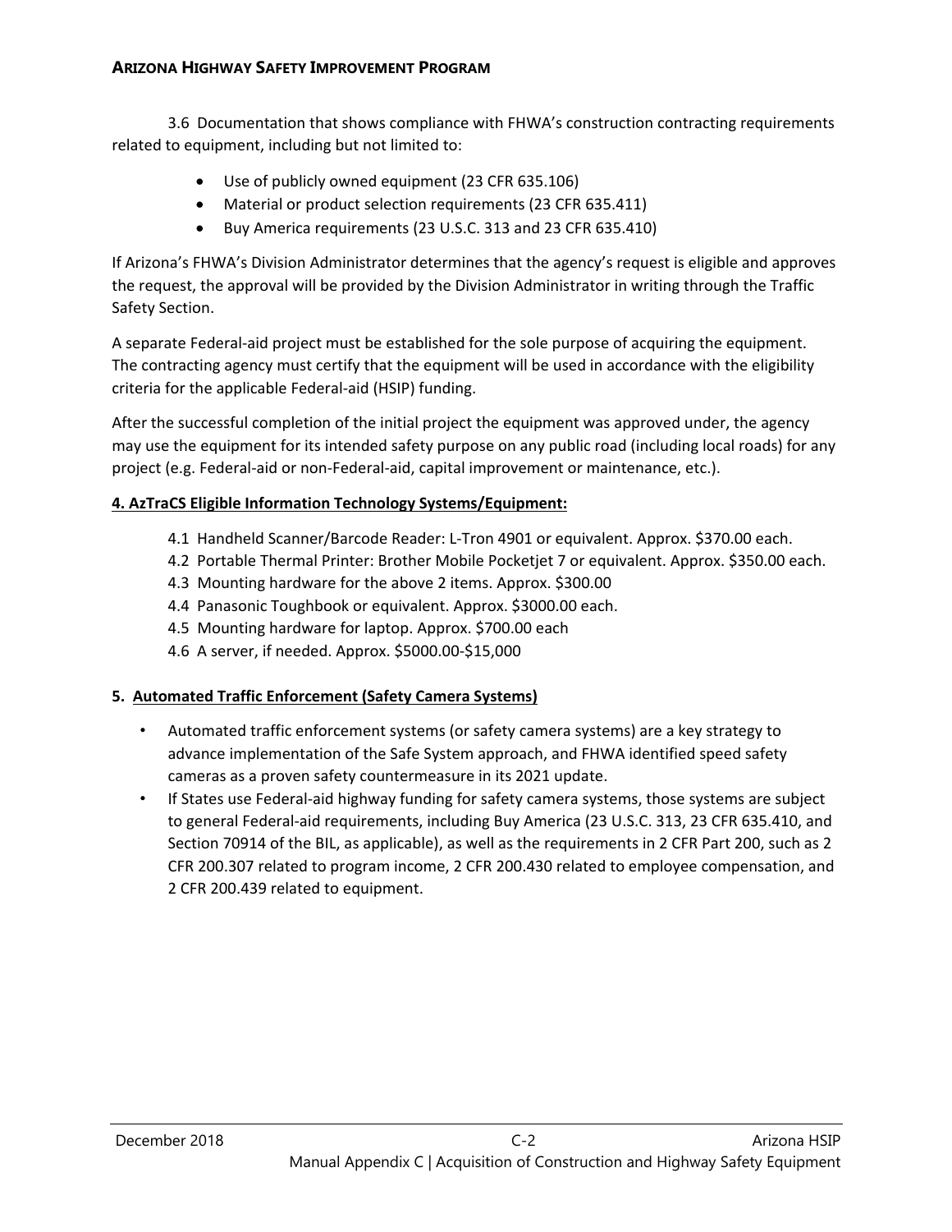3.6 Documentation that shows compliance with FHWA's construction contracting requirements related to equipment, including but not limited to:

- Use of publicly owned equipment (23 CFR 635.106)
- Material or product selection requirements (23 CFR 635.411)
- Buy America requirements (23 U.S.C. 313 and 23 CFR 635.410)

If Arizona's FHWA's Division Administrator determines that the agency's request is eligible and approves the request, the approval will be provided by the Division Administrator in writing through the Traffic Safety Section.

A separate Federal-aid project must be established for the sole purpose of acquiring the equipment. The contracting agency must certify that the equipment will be used in accordance with the eligibility criteria for the applicable Federal-aid (HSIP) funding.

After the successful completion of the initial project the equipment was approved under, the agency may use the equipment for its intended safety purpose on any public road (including local roads) for any project (e.g. Federal-aid or non-Federal-aid, capital improvement or maintenance, etc.).

**4. AzTraCS Eligible Information Technology Systems/Equipment:**

4.1 Handheld Scanner/Barcode Reader: L-Tron 4901 or equivalent. Approx. $370.00 each.
4.2 Portable Thermal Printer: Brother Mobile Pocketjet 7 or equivalent. Approx. $350.00 each.
4.3 Mounting hardware for the above 2 items. Approx. $300.00
4.4 Panasonic Toughbook or equivalent. Approx. $3000.00 each.
4.5 Mounting hardware for laptop. Approx. $700.00 each
4.6 A server, if needed. Approx. $5000.00-$15,000

**5. Automated Traffic Enforcement (Safety Camera Systems)**

- Automated traffic enforcement systems (or safety camera systems) are a key strategy to advance implementation of the Safe System approach, and FHWA identified speed safety cameras as a proven safety countermeasure in its 2021 update.
- If States use Federal-aid highway funding for safety camera systems, those systems are subject to general Federal-aid requirements, including Buy America (23 U.S.C. 313, 23 CFR 635.410, and Section 70914 of the BIL, as applicable), as well as the requirements in 2 CFR Part 200, such as 2 CFR 200.307 related to program income, 2 CFR 200.430 related to employee compensation, and 2 CFR 200.439 related to equipment.